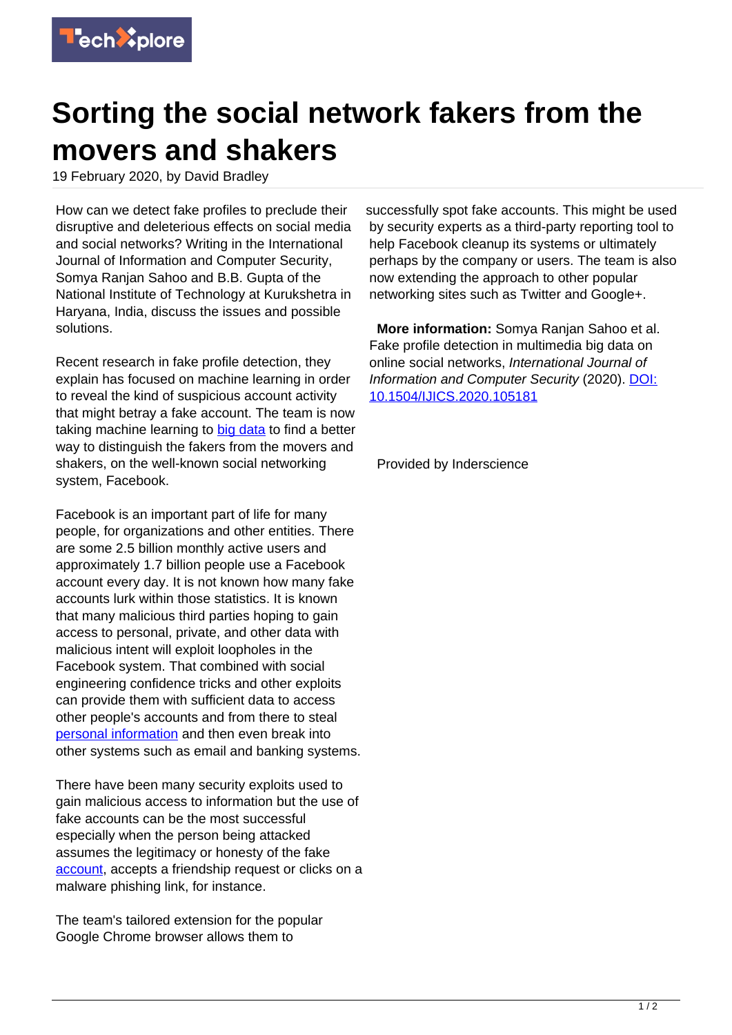# Sorting the social network fakers from the movers and shakers

19 February 2020, by David Bradley

How can we detect fake profiles to preclude their disruptive and deleterious effects on social media and social networks? Writing in the International Journal of Information and Computer Security, Somya Ranjan Sahoo and B.B. Gupta of the National Institute of Technology at Kurukshetra in Haryana, India, discuss the issues and possible solutions.

Recent research in fake profile detection, they explain has focused on machine learning in order to reveal the kind of suspicious account activity that might betray a fake account. The team is now taking machine learning to big data to find a better way to distinguish the fakers from the movers and shakers, on the well-known social networking system, Facebook.

Facebook is an important part of life for many people, for organizations and other entities. There are some 2.5 billion monthly active users and approximately 1.7 billion people use a Facebook account every day. It is not known how many fake accounts lurk within those statistics. It is known that many malicious third parties hoping to gain access to personal, private, and other data with malicious intent will exploit loopholes in the Facebook system. That combined with social engineering confidence tricks and other exploits can provide them with sufficient data to access other people's accounts and from there to steal personal information and then even break into other systems such as email and banking systems.

There have been many security exploits used to gain malicious access to information but the use of fake accounts can be the most successful especially when the person being attacked assumes the legitimacy or honesty of the fake account, accepts a friendship request or clicks on a malware phishing link, for instance.

The team's tailored extension for the popular Google Chrome browser allows them to successfully spot fake accounts. This might be used by security experts as a third-party reporting tool to help Facebook cleanup its systems or ultimately perhaps by the company or users. The team is also now extending the approach to other popular networking sites such as Twitter and Google+.

**More information:** Somya Ranjan Sahoo et al. Fake profile detection in multimedia big data on online social networks, *International Journal of Information and Computer Security* (2020). DOI: 10.1504/IJICS.2020.105181

Provided by Inderscience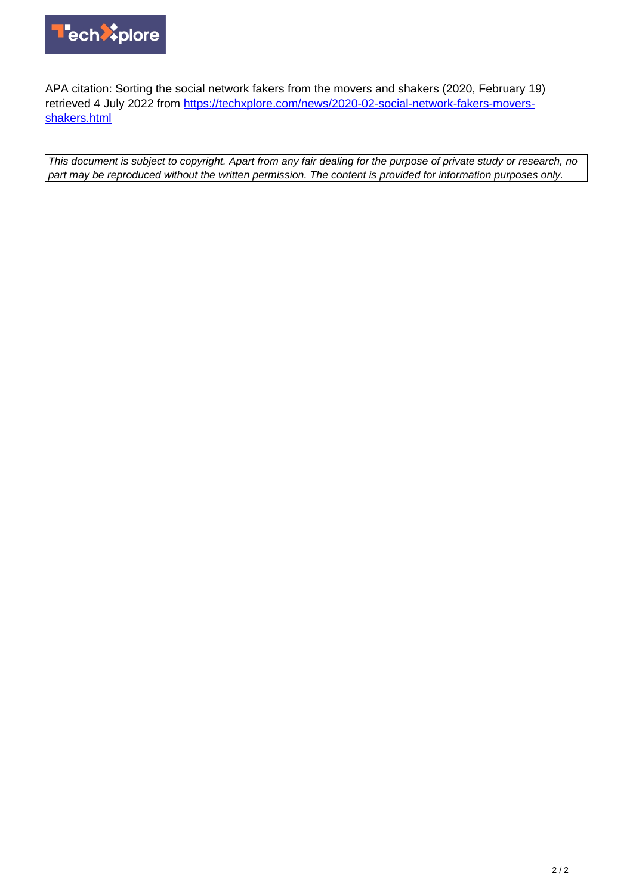APA citation: Sorting the social network fakers from the movers and shakers (2020, February 19) retrieved 4 July 2022 from https://techxplore.com/news/2020-02-social-network-fakers-movers-shakers.html

*This document is subject to copyright. Apart from any fair dealing for the purpose of private study or research, no part may be reproduced without the written permission. The content is provided for information purposes only.*